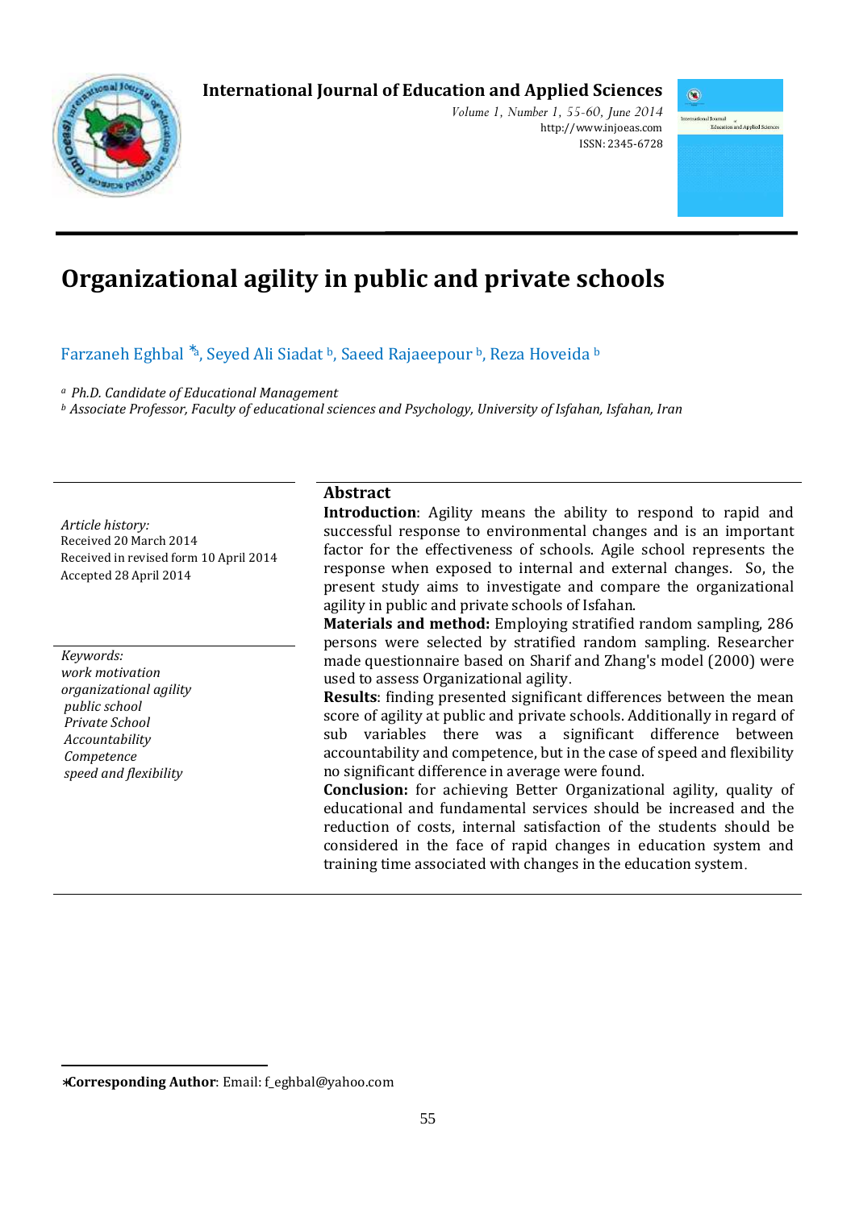# Organizational agility in public and private schools

Farzaneh Eghbal [*a], Seyed Ali Siadat [b], Saeed Rajaeepour [b], Reza Hoveida [b]

[a] *Ph.D. Candidate of Educational Management*

[b] *Associate Professor, Faculty of educational sciences and Psychology, University of Isfahan, Isfahan, Iran*

*Article history:*
Received 20 March 2014
Received in revised form 10 April 2014
Accepted 28 April 2014

*Keywords:*
*work motivation*
*organizational agility*
*public school*
*Private School*
*Accountability*
*Competence*
*speed and flexibility*

## Abstract

**Introduction**: Agility means the ability to respond to rapid and successful response to environmental changes and is an important factor for the effectiveness of schools. Agile school represents the response when exposed to internal and external changes. So, the present study aims to investigate and compare the organizational agility in public and private schools of Isfahan.

**Materials and method:** Employing stratified random sampling, 286 persons were selected by stratified random sampling. Researcher made questionnaire based on Sharif and Zhang's model (2000) were used to assess Organizational agility.

**Results**: finding presented significant differences between the mean score of agility at public and private schools. Additionally in regard of sub variables there was a significant difference between accountability and competence, but in the case of speed and flexibility no significant difference in average were found.

**Conclusion:** for achieving Better Organizational agility, quality of educational and fundamental services should be increased and the reduction of costs, internal satisfaction of the students should be considered in the face of rapid changes in education system and training time associated with changes in the education system.

*Corresponding Author**: Email: f_eghbal@yahoo.com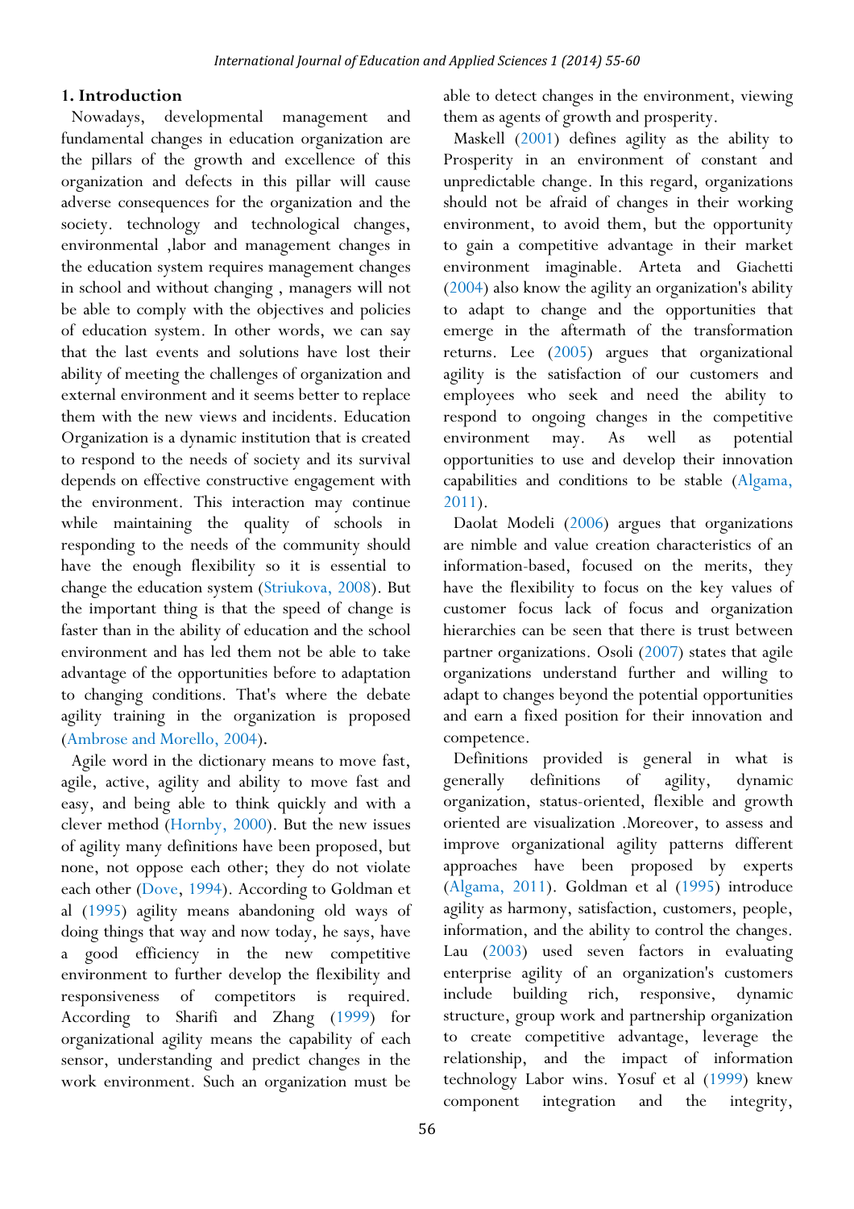## 1. Introduction

Nowadays, developmental management and fundamental changes in education organization are the pillars of the growth and excellence of this organization and defects in this pillar will cause adverse consequences for the organization and the society. technology and technological changes, environmental ,labor and management changes in the education system requires management changes in school and without changing , managers will not be able to comply with the objectives and policies of education system. In other words, we can say that the last events and solutions have lost their ability of meeting the challenges of organization and external environment and it seems better to replace them with the new views and incidents. Education Organization is a dynamic institution that is created to respond to the needs of society and its survival depends on effective constructive engagement with the environment. This interaction may continue while maintaining the quality of schools in responding to the needs of the community should have the enough flexibility so it is essential to change the education system (Striukova, 2008). But the important thing is that the speed of change is faster than in the ability of education and the school environment and has led them not be able to take advantage of the opportunities before to adaptation to changing conditions. That's where the debate agility training in the organization is proposed (Ambrose and Morello, 2004).

Agile word in the dictionary means to move fast, agile, active, agility and ability to move fast and easy, and being able to think quickly and with a clever method (Hornby, 2000). But the new issues of agility many definitions have been proposed, but none, not oppose each other; they do not violate each other (Dove, 1994). According to Goldman et al (1995) agility means abandoning old ways of doing things that way and now today, he says, have a good efficiency in the new competitive environment to further develop the flexibility and responsiveness of competitors is required. According to Sharifi and Zhang (1999) for organizational agility means the capability of each sensor, understanding and predict changes in the work environment. Such an organization must be able to detect changes in the environment, viewing them as agents of growth and prosperity.

Maskell (2001) defines agility as the ability to Prosperity in an environment of constant and unpredictable change. In this regard, organizations should not be afraid of changes in their working environment, to avoid them, but the opportunity to gain a competitive advantage in their market environment imaginable. Arteta and Giachetti (2004) also know the agility an organization's ability to adapt to change and the opportunities that emerge in the aftermath of the transformation returns. Lee (2005) argues that organizational agility is the satisfaction of our customers and employees who seek and need the ability to respond to ongoing changes in the competitive environment may. As well as potential opportunities to use and develop their innovation capabilities and conditions to be stable (Algama, 2011).

Daolat Modeli (2006) argues that organizations are nimble and value creation characteristics of an information-based, focused on the merits, they have the flexibility to focus on the key values of customer focus lack of focus and organization hierarchies can be seen that there is trust between partner organizations. Osoli (2007) states that agile organizations understand further and willing to adapt to changes beyond the potential opportunities and earn a fixed position for their innovation and competence.

Definitions provided is general in what is generally definitions of agility, dynamic organization, status-oriented, flexible and growth oriented are visualization .Moreover, to assess and improve organizational agility patterns different approaches have been proposed by experts (Algama, 2011). Goldman et al (1995) introduce agility as harmony, satisfaction, customers, people, information, and the ability to control the changes. Lau (2003) used seven factors in evaluating enterprise agility of an organization's customers include building rich, responsive, dynamic structure, group work and partnership organization to create competitive advantage, leverage the relationship, and the impact of information technology Labor wins. Yosuf et al (1999) knew component integration and the integrity,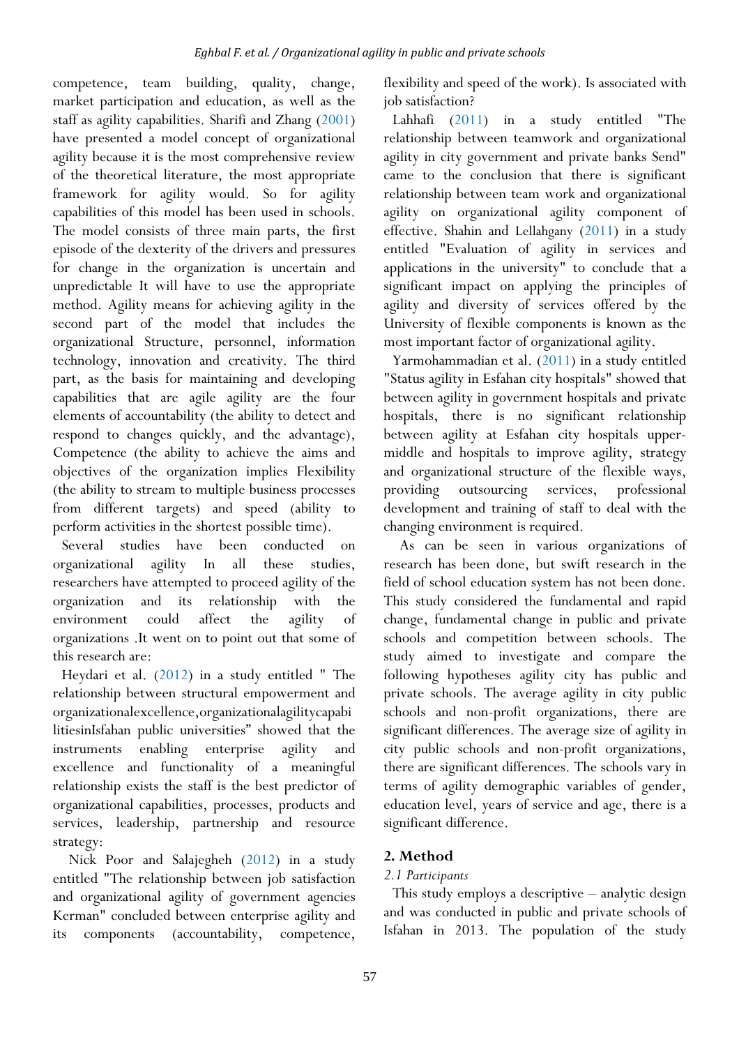competence, team building, quality, change, market participation and education, as well as the staff as agility capabilities. Sharifi and Zhang (2001) have presented a model concept of organizational agility because it is the most comprehensive review of the theoretical literature, the most appropriate framework for agility would. So for agility capabilities of this model has been used in schools. The model consists of three main parts, the first episode of the dexterity of the drivers and pressures for change in the organization is uncertain and unpredictable It will have to use the appropriate method. Agility means for achieving agility in the second part of the model that includes the organizational Structure, personnel, information technology, innovation and creativity. The third part, as the basis for maintaining and developing capabilities that are agile agility are the four elements of accountability (the ability to detect and respond to changes quickly, and the advantage), Competence (the ability to achieve the aims and objectives of the organization implies Flexibility (the ability to stream to multiple business processes from different targets) and speed (ability to perform activities in the shortest possible time).

Several studies have been conducted on organizational agility In all these studies, researchers have attempted to proceed agility of the organization and its relationship with the environment could affect the agility of organizations .It went on to point out that some of this research are:

Heydari et al. (2012) in a study entitled " The relationship between structural empowerment and organizationalexcellence,organizationalagilitycapabilitiesinIsfahan public universities" showed that the instruments enabling enterprise agility and excellence and functionality of a meaningful relationship exists the staff is the best predictor of organizational capabilities, processes, products and services, leadership, partnership and resource strategy:

Nick Poor and Salajegheh (2012) in a study entitled "The relationship between job satisfaction and organizational agility of government agencies Kerman" concluded between enterprise agility and its components (accountability, competence, flexibility and speed of the work). Is associated with job satisfaction?

Lahhafi (2011) in a study entitled "The relationship between teamwork and organizational agility in city government and private banks Send" came to the conclusion that there is significant relationship between team work and organizational agility on organizational agility component of effective. Shahin and Lellahgany (2011) in a study entitled "Evaluation of agility in services and applications in the university" to conclude that a significant impact on applying the principles of agility and diversity of services offered by the University of flexible components is known as the most important factor of organizational agility.

Yarmohammadian et al. (2011) in a study entitled "Status agility in Esfahan city hospitals" showed that between agility in government hospitals and private hospitals, there is no significant relationship between agility at Esfahan city hospitals upper-middle and hospitals to improve agility, strategy and organizational structure of the flexible ways, providing outsourcing services, professional development and training of staff to deal with the changing environment is required.

As can be seen in various organizations of research has been done, but swift research in the field of school education system has not been done. This study considered the fundamental and rapid change, fundamental change in public and private schools and competition between schools. The study aimed to investigate and compare the following hypotheses agility city has public and private schools. The average agility in city public schools and non-profit organizations, there are significant differences. The average size of agility in city public schools and non-profit organizations, there are significant differences. The schools vary in terms of agility demographic variables of gender, education level, years of service and age, there is a significant difference.

## 2. Method

### *2.1 Participants*

This study employs a descriptive – analytic design and was conducted in public and private schools of Isfahan in 2013. The population of the study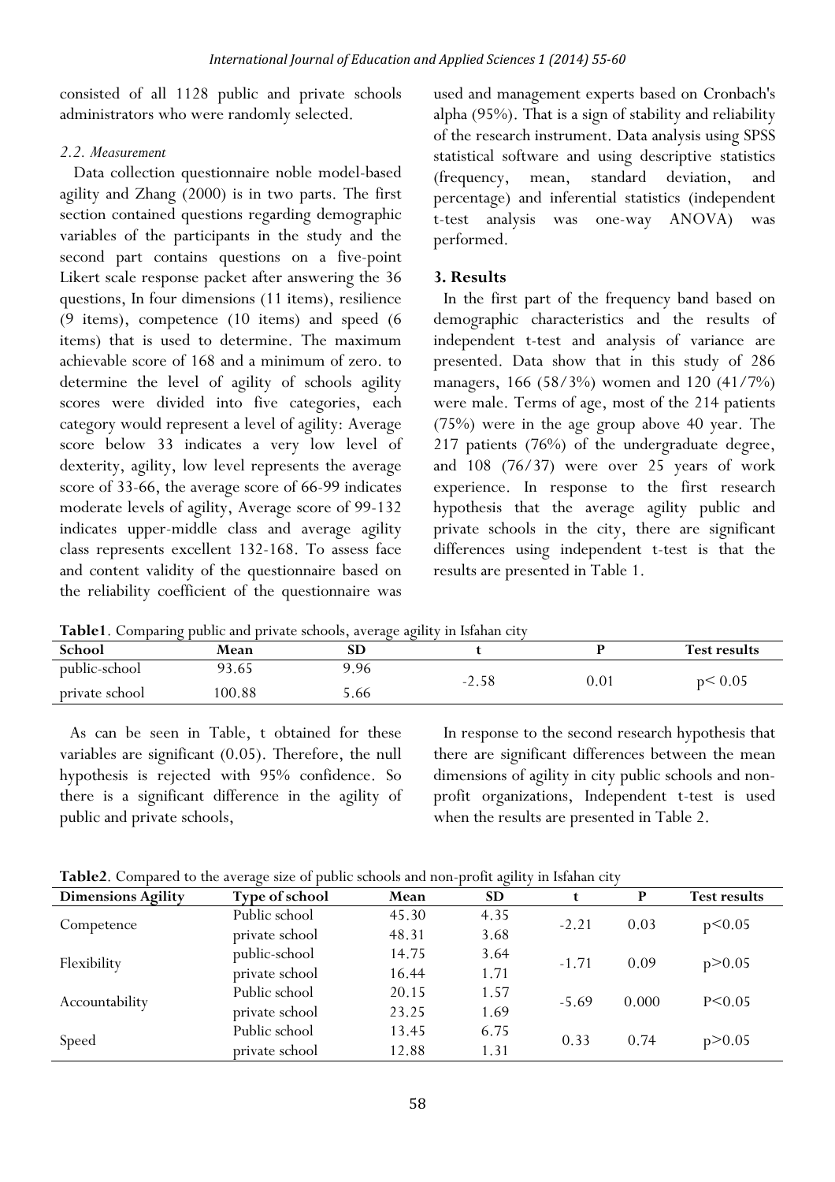consisted of all 1128 public and private schools administrators who were randomly selected.

### *2.2. Measurement*

Data collection questionnaire noble model-based agility and Zhang (2000) is in two parts. The first section contained questions regarding demographic variables of the participants in the study and the second part contains questions on a five-point Likert scale response packet after answering the 36 questions, In four dimensions (11 items), resilience (9 items), competence (10 items) and speed (6 items) that is used to determine. The maximum achievable score of 168 and a minimum of zero. to determine the level of agility of schools agility scores were divided into five categories, each category would represent a level of agility: Average score below 33 indicates a very low level of dexterity, agility, low level represents the average score of 33-66, the average score of 66-99 indicates moderate levels of agility, Average score of 99-132 indicates upper-middle class and average agility class represents excellent 132-168. To assess face and content validity of the questionnaire based on the reliability coefficient of the questionnaire was used and management experts based on Cronbach's alpha (95%). That is a sign of stability and reliability of the research instrument. Data analysis using SPSS statistical software and using descriptive statistics (frequency, mean, standard deviation, and percentage) and inferential statistics (independent t-test analysis was one-way ANOVA) was performed.

## 3. Results

In the first part of the frequency band based on demographic characteristics and the results of independent t-test and analysis of variance are presented. Data show that in this study of 286 managers, 166 (58/3%) women and 120 (41/7%) were male. Terms of age, most of the 214 patients (75%) were in the age group above 40 year. The 217 patients (76%) of the undergraduate degree, and 108 (76/37) were over 25 years of work experience. In response to the first research hypothesis that the average agility public and private schools in the city, there are significant differences using independent t-test is that the results are presented in Table 1.

**Table1**. Comparing public and private schools, average agility in Isfahan city

| School | Mean | SD | t | P | Test results |
|---|---|---|---|---|---|
| public-school | 93.65 | 9.96 | -2.58 | 0.01 | $p < 0.05$ |
| private school | 100.88 | 5.66 | | | |

As can be seen in Table, t obtained for these variables are significant (0.05). Therefore, the null hypothesis is rejected with 95% confidence. So there is a significant difference in the agility of public and private schools,

In response to the second research hypothesis that there are significant differences between the mean dimensions of agility in city public schools and non-profit organizations, Independent t-test is used when the results are presented in Table 2.

**Table2**. Compared to the average size of public schools and non-profit agility in Isfahan city

| Dimensions Agility | Type of school | Mean | SD | t | P | Test results |
|---|---|---|---|---|---|---|
| Competence | Public school | 45.30 | 4.35 | -2.21 | 0.03 | $p<0.05$ |
| | private school | 48.31 | 3.68 | | | |
| Flexibility | public-school | 14.75 | 3.64 | -1.71 | 0.09 | $p>0.05$ |
| | private school | 16.44 | 1.71 | | | |
| Accountability | Public school | 20.15 | 1.57 | -5.69 | 0.000 | $P<0.05$ |
| | private school | 23.25 | 1.69 | | | |
| Speed | Public school | 13.45 | 6.75 | 0.33 | 0.74 | $p>0.05$ |
| | private school | 12.88 | 1.31 | | | |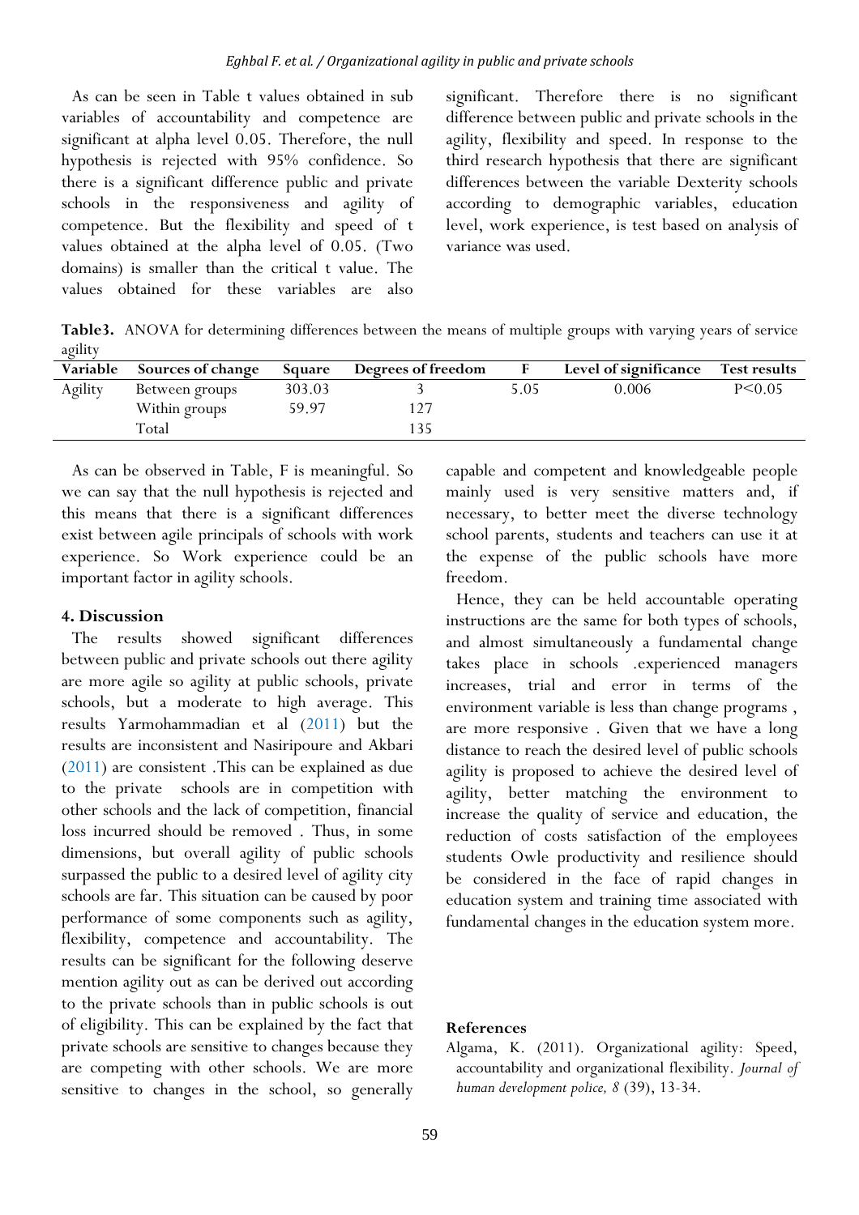As can be seen in Table t values obtained in sub variables of accountability and competence are significant at alpha level 0.05. Therefore, the null hypothesis is rejected with 95% confidence. So there is a significant difference public and private schools in the responsiveness and agility of competence. But the flexibility and speed of t values obtained at the alpha level of 0.05. (Two domains) is smaller than the critical t value. The values obtained for these variables are also significant. Therefore there is no significant difference between public and private schools in the agility, flexibility and speed. In response to the third research hypothesis that there are significant differences between the variable Dexterity schools according to demographic variables, education level, work experience, is test based on analysis of variance was used.

**Table3.** ANOVA for determining differences between the means of multiple groups with varying years of service agility

| Variable | Sources of change | Square | Degrees of freedom | F | Level of significance | Test results |
|---|---|---|---|---|---|---|
| Agility | Between groups | 303.03 | 3 | 5.05 | 0.006 | P<0.05 |
| | Within groups | 59.97 | 127 | | | |
| | Total | | 135 | | | |

As can be observed in Table, F is meaningful. So we can say that the null hypothesis is rejected and this means that there is a significant differences exist between agile principals of schools with work experience. So Work experience could be an important factor in agility schools.

## 4. Discussion

The results showed significant differences between public and private schools out there agility are more agile so agility at public schools, private schools, but a moderate to high average. This results Yarmohammadian et al (2011) but the results are inconsistent and Nasiripoure and Akbari (2011) are consistent .This can be explained as due to the private schools are in competition with other schools and the lack of competition, financial loss incurred should be removed . Thus, in some dimensions, but overall agility of public schools surpassed the public to a desired level of agility city schools are far. This situation can be caused by poor performance of some components such as agility, flexibility, competence and accountability. The results can be significant for the following deserve mention agility out as can be derived out according to the private schools than in public schools is out of eligibility. This can be explained by the fact that private schools are sensitive to changes because they are competing with other schools. We are more sensitive to changes in the school, so generally capable and competent and knowledgeable people mainly used is very sensitive matters and, if necessary, to better meet the diverse technology school parents, students and teachers can use it at the expense of the public schools have more freedom.

Hence, they can be held accountable operating instructions are the same for both types of schools, and almost simultaneously a fundamental change takes place in schools .experienced managers increases, trial and error in terms of the environment variable is less than change programs , are more responsive . Given that we have a long distance to reach the desired level of public schools agility is proposed to achieve the desired level of agility, better matching the environment to increase the quality of service and education, the reduction of costs satisfaction of the employees students Owle productivity and resilience should be considered in the face of rapid changes in education system and training time associated with fundamental changes in the education system more.

## References

Algama, K. (2011). Organizational agility: Speed, accountability and organizational flexibility. *Journal of human development police, 8* (39), 13-34.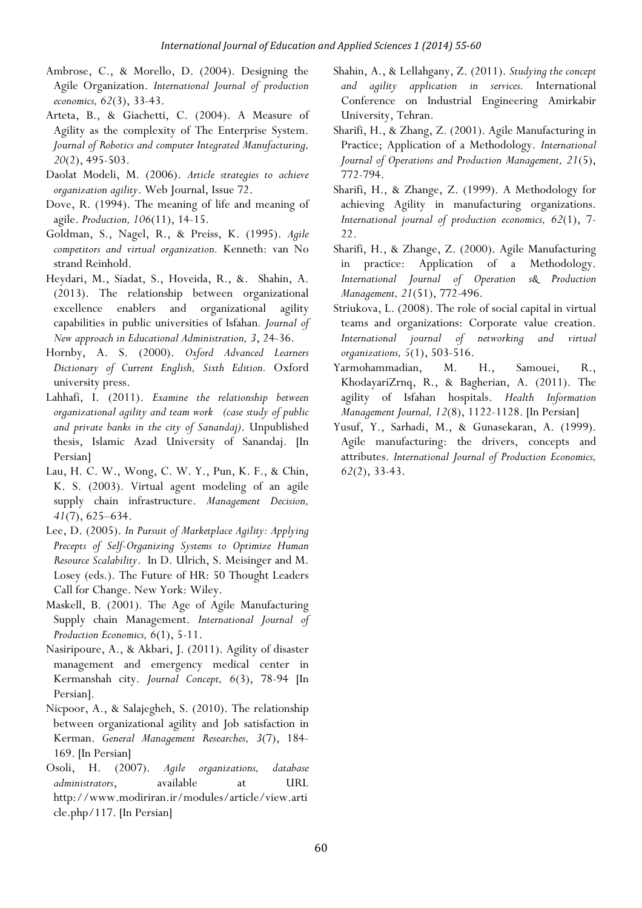Ambrose, C., & Morello, D. (2004). Designing the Agile Organization. *International Journal of production economics, 62*(3), 33-43.

Arteta, B., & Giachetti, C. (2004). A Measure of Agility as the complexity of The Enterprise System. *Journal of Robotics and computer Integrated Manufacturing, 20*(2), 495-503.

Daolat Modeli, M. (2006). *Article strategies to achieve organization agility*. Web Journal, Issue 72.

Dove, R. (1994). The meaning of life and meaning of agile. *Production, 106*(11), 14-15.

Goldman, S., Nagel, R., & Preiss, K. (1995). *Agile competitors and virtual organization.* Kenneth: van No strand Reinhold.

Heydari, M., Siadat, S., Hoveida, R., &. Shahin, A. (2013). The relationship between organizational excellence enablers and organizational agility capabilities in public universities of Isfahan. *Journal of New approach in Educational Administration, 3*, 24-36.

Hornby, A. S. (2000). *Oxford Advanced Learners Dictionary of Current English, Sixth Edition.* Oxford university press.

Lahhafi, I. (2011). *Examine the relationship between organizational agility and team work (case study of public and private banks in the city of Sanandaj)*. Unpublished thesis, Islamic Azad University of Sanandaj. [In Persian]

Lau, H. C. W., Wong, C. W. Y., Pun, K. F., & Chin, K. S. (2003). Virtual agent modeling of an agile supply chain infrastructure. *Management Decision, 41*(7), 625–634.

Lee, D. (2005). *In Pursuit of Marketplace Agility: Applying Precepts of Self-Organizing Systems to Optimize Human Resource Scalability*. In D. Ulrich, S. Meisinger and M. Losey (eds.). The Future of HR: 50 Thought Leaders Call for Change. New York: Wiley.

Maskell, B. (2001). The Age of Agile Manufacturing Supply chain Management. *International Journal of Production Economics, 6*(1), 5-11.

Nasiripoure, A., & Akbari, J. (2011). Agility of disaster management and emergency medical center in Kermanshah city. *Journal Concept, 6*(3), 78-94 [In Persian].

Nicpoor, A., & Salajegheh, S. (2010). The relationship between organizational agility and Job satisfaction in Kerman. *General Management Researches, 3*(7), 184-169. [In Persian]

Osoli, H. (2007). *Agile organizations, database administrators*, available at URL http://www.modiriran.ir/modules/article/view.article.php/117. [In Persian]

Shahin, A., & Lellahgany, Z. (2011). *Studying the concept and agility application in services.* International Conference on Industrial Engineering Amirkabir University, Tehran.

Sharifi, H., & Zhang, Z. (2001). Agile Manufacturing in Practice; Application of a Methodology. *International Journal of Operations and Production Management, 21*(5), 772-794.

Sharifi, H., & Zhange, Z. (1999). A Methodology for achieving Agility in manufacturing organizations. *International journal of production economics, 62*(1), 7-22.

Sharifi, H., & Zhange, Z. (2000). Agile Manufacturing in practice: Application of a Methodology. *International Journal of Operation s& Production Management, 21*(51), 772-496.

Striukova, L. (2008). The role of social capital in virtual teams and organizations: Corporate value creation. *International journal of networking and virtual organizations, 5*(1), 503-516.

Yarmohammadian, M. H., Samouei, R., KhodayariZrnq, R., & Bagherian, A. (2011). The agility of Isfahan hospitals. *Health Information Management Journal, 12*(8), 1122-1128. [In Persian]

Yusuf, Y., Sarhadi, M., & Gunasekaran, A. (1999). Agile manufacturing: the drivers, concepts and attributes. *International Journal of Production Economics, 62*(2), 33-43.